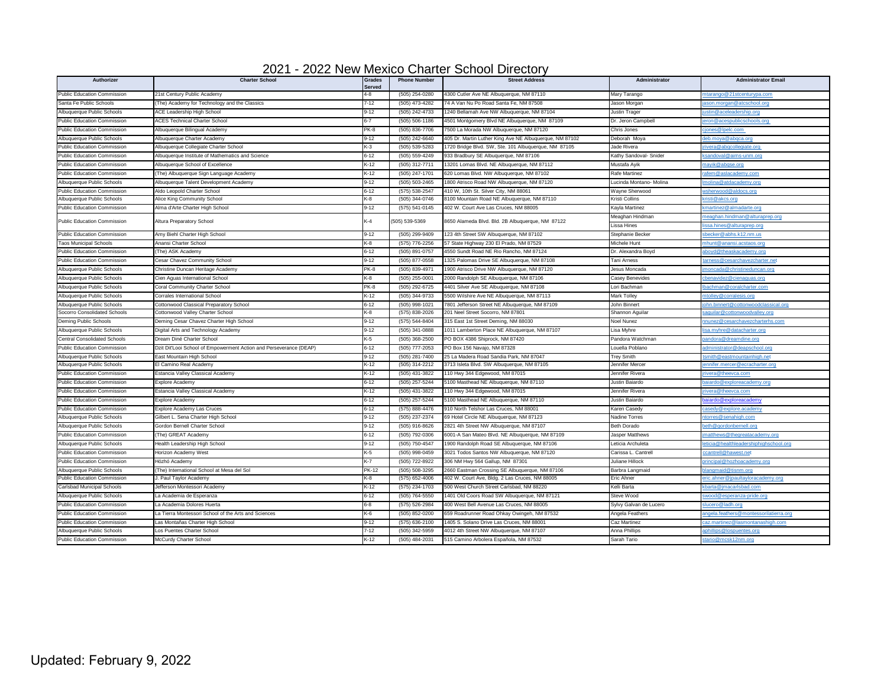# 2021 - 2022 New Mexico Charter School Directory

| Authorizer | Charter School | Grades Served | Phone Number | Street Address | Administrator | Administrator Email |
|---|---|---|---|---|---|---|
| Public Education Commission | 21st Century Public Academy | 4-8 | (505) 254-0280 | 4300 Cutler Ave NE Albuquerque, NM 87110 | Mary Tarango | mtarango@21stcenturypa.com |
| Santa Fe Public Schools | (The) Academy for Technology and the Classics | 7-12 | (505) 473-4282 | 74 A Van Nu Po Road Santa Fe, NM 87508 | Jason Morgan | jason.morgan@atcschool.org |
| Albuquerque Public Schools | ACE Leadership High School | 9-12 | (505) 242-4733 | 1240 Bellamah Ave NW Albuquerque, NM 87104 | Justin Trager | justin@aceleadership.org |
| Public Education Commission | ACES Technical Charter School | 6-7 | (505) 506-1186 | 4501 Montgomery Blvd NE Albuquerque, NM 87109 | Dr. Jeron Campbell | jeron@acespublicschools.org |
| Public Education Commission | Albuquerque Bilingual Academy | PK-8 | (505) 836-7706 | 7500 La Morada NW Albuquerque, NM 87120 | Chris Jones | cjones@lpelc.com |
| Albuquerque Public Schools | Albuquerque Charter Academy | 9-12 | (505) 242-6640 | 405 Dr. Martin Luther King Ave NE Albuquerque, NM 87102 | Deborah Moya | deb.moya@abqca.org |
| Public Education Commission | Albuquerque Collegiate Charter School | K-3 | (505) 539-5283 | 1720 Bridge Blvd. SW, Ste. 101 Albuquerque, NM 87105 | Jade Rivera | jrivera@abqcollegiate.org |
| Public Education Commission | Albuquerque Institute of Mathematics and Science | 6-12 | (505) 559-4249 | 933 Bradbury SE Albuquerque, NM 87106 | Kathy Sandoval- Snider | ksandoval@aims-unm.org |
| Public Education Commission | Albuquerque School of Excellence | K-12 | (505) 312-7711 | 13201 Lomas Blvd. NE Albuquerque, NM 87112 | Mustafa Ayik | mayik@abqse.org |
| Public Education Commission | (The) Albuquerque Sign Language Academy | K-12 | (505) 247-1701 | 620 Lomas Blvd. NW Albuquerque, NM 87102 | Rafe Martinez | rafem@aslacademy.com |
| Albuquerque Public Schools | Albuquerque Talent Development Academy | 9-12 | (505) 503-2465 | 1800 Atrisco Road NW Albuquerque, NM 87120 | Lucinda Montano- Molina | lmolina@atdacademy.org |
| Public Education Commission | Aldo Leopold Charter School | 6-12 | (575) 538-2547 | 410 W, 10th St. Silver City, NM 88061 | Wayne Sherwood | wsherwood@aldocs.org |
| Albuquerque Public Schools | Alice King Community School | K-8 | (505) 344-0746 | 8100 Mountain Road NE Albuquerque, NM 87110 | Kristi Collins | kristi@akcs.org |
| Public Education Commission | Alma d'Arte Charter High School | 9-12 | (575) 541-0145 | 402 W. Court Ave Las Cruces, NM 88005 | Kayla Martinez | kmartinez@almadarte.org |
| Public Education Commission | Altura Preparatory School | K-4 | (505) 539-5369 | 8650 Alameda Blvd. Bld. 2B Albuquerque, NM 87122 | Meaghan Hindman<br>Lissa Hines | meaghan.hindman@alturaprep.org<br>lissa.hines@alturaprep.org |
| Public Education Commission | Amy Biehl Charter High School | 9-12 | (505) 299-9409 | 123 4th Street SW Albuquerque, NM 87102 | Stephanie Becker | sbecker@abhs.k12.nm.us |
| Taos Municipal Schools | Anansi Charter School | K-8 | (575) 776-2256 | 57 State Highway 230 El Prado, NM 87529 | Michele Hunt | mhunt@anansi.acstaos.org |
| Public Education Commission | (The) ASK Academy | 6-12 | (505) 891-0757 | 4550 Sundt Road NE Rio Rancho, NM 87124 | Dr. Alexandra Boyd | aboyd@theaskacademy.org |
| Public Education Commission | Cesar Chavez Community School | 9-12 | (505) 877-0558 | 1325 Palomas Drive SE Albuquerque, NM 87108 | Tani Arness | tarness@cesarchavezcharter.net |
| Albuquerque Public Schools | Christine Duncan Heritage Academy | PK-8 | (505) 839-4971 | 1900 Atrisco Drive NW Albuquerque, NM 87120 | Jesus Moncada | jmoncada@christineduncan.org |
| Albuquerque Public Schools | Cien Aguas International School | K-8 | (505) 255-0001 | 2000 Randolph SE Albuquerque, NM 87106 | Casey Benevides | cbenavidez@cienaguas.org |
| Albuquerque Public Schools | Coral Community Charter School | PK-8 | (505) 292-6725 | 4401 Silver Ave SE Albuquerque, NM 87108 | Lori Bachman | lbachman@coralcharter.com |
| Albuquerque Public Schools | Corrales International School | K-12 | (505) 344-9733 | 5500 Wilshire Ave NE Albuquerque, NM 87113 | Mark Tolley | mtolley@corralesis.org |
| Albuquerque Public Schools | Cottonwood Classical Preparatory School | 6-12 | (505) 998-1021 | 7801 Jefferson Street NE Albuquerque, NM 87109 | John Binnert | john.binnert@cottonwoodclassical.org |
| Socorro Consolidated Schools | Cottonwood Valley Charter School | K-8 | (575) 838-2026 | 201 Neel Street Socorro, NM 87801 | Shannon Aguilar | saguilar@cottonwoodvalley.org |
| Deming Public Schools | Deming Cesar Chavez Charter High School | 9-12 | (575) 544-8404 | 315 East 1st Street Deming, NM 88030 | Noel Nunez | nnunez@cesarchavezcharterhs.com |
| Albuquerque Public Schools | Digital Arts and Technology Academy | 9-12 | (505) 341-0888 | 1011 Lamberton Place NE Albuquerque, NM 87107 | Lisa Myhre | lisa.myhre@datacharter.org |
| Central Consolidated Schools | Dream Diné Charter School | K-5 | (505) 368-2500 | PO BOX 4386 Shiprock, NM 87420 | Pandora Watchman | pandora@dreamdine.org |
| Public Education Commission | Dzit Dit'Looi School of Empowerment Action and Perseverance (DEAP) | 6-12 | (505) 777-2053 | PO Box 156 Navajo, NM 87328 | Louella Poblano | administrator@deapschool.org |
| Albuquerque Public Schools | East Mountain High School | 9-12 | (505) 281-7400 | 25 La Madera Road Sandia Park, NM 87047 | Trey Smith | tsmith@eastmountainhigh.net |
| Albuquerque Public Schools | El Camino Real Academy | K-12 | (505) 314-2212 | 3713 Isleta Blvd. SW Albuquerque, NM 87105 | Jennifer Mercer | jennifer.mercer@ecracharter.org |
| Public Education Commission | Estancia Valley Classical Academy | K-12 | (505) 431-3822 | 110 Hwy 344 Edgewood, NM 87015 | Jennifer Rivera | jrivera@theevca.com |
| Public Education Commission | Explore Academy | 6-12 | (505) 257-5244 | 5100 Masthead NE Albuquerque, NM 87110 | Justin Baiardo | baiardo@exploreacademy.org |
| Public Education Commission | Estancia Valley Classical Academy | K-12 | (505) 431-3822 | 110 Hwy 344 Edgewood, NM 87015 | Jennifer Rivera | jrivera@theevca.com |
| Public Education Commission | Explore Academy | 6-12 | (505) 257-5244 | 5100 Masthead NE Albuquerque, NM 87110 | Justin Baiardo | baiardo@exploreacademy |
| Public Education Commission | Explore Academy Las Cruces | 6-12 | (575) 888-4476 | 910 North Telshor Las Cruces, NM 88001 | Karen Casedy | casedy@explore.academy |
| Albuquerque Public Schools | Gilbert L. Sena Charter High School | 9-12 | (505) 237-2374 | 69 Hotel Circle NE Albuquerque, NM 87123 | Nadine Torres | ntorres@senahigh.com |
| Albuquerque Public Schools | Gordon Bernell Charter School | 9-12 | (505) 916-8626 | 2821 4th Street NW Albuquerque, NM 87107 | Beth Dorado | beth@gordonbernell.org |
| Public Education Commission | (The) GREAT Academy | 6-12 | (505) 792-0306 | 6001-A San Mateo Blvd. NE Albuquerque, NM 87109 | Jasper Matthews | jmatthews@thegreatacademy.org |
| Albuquerque Public Schools | Health Leadership High School | 9-12 | (505) 750-4547 | 1900 Randolph Road SE Albuquerque, NM 87106 | Leticia Archuleta | leticia@healthleadershiphighschool.org |
| Public Education Commission | Horizon Academy West | K-5 | (505) 998-0459 | 3021 Todos Santos NW Albuquerque, NM 87120 | Carissa L. Cantrell | ccantrell@hawest.net |
| Public Education Commission | Hózhó Academy | K-7 | (505) 722-8922 | 306 NM Hwy 564 Gallup, NM 87301 | Juliane Hillock | principal@hozhoacademy.org |
| Albuquerque Public Schools | (The) International School at Mesa del Sol | PK-12 | (505) 508-3295 | 2660 Eastman Crossing SE Albuquerque, NM 87106 | Barbra Langmaid | blangmaid@tisnm.org |
| Public Education Commission | J. Paul Taylor Academy | K-8 | (575) 652-4006 | 402 W. Court Ave, Bldg. 2 Las Cruces, NM 88005 | Eric Ahner | eric.ahner@jpaultayloracademy.org |
| Carlsbad Municipal Schools | Jefferson Montessori Academy | K-12 | (575) 234-1703 | 500 West Church Street Carlsbad, NM 88220 | Kelli Barta | kbarta@jmacarlsbad.com |
| Albuquerque Public Schools | La Academia de Esperanza | 6-12 | (505) 764-5550 | 1401 Old Coors Road SW Albuquerque, NM 87121 | Steve Wood | swood@esperanza-pride.org |
| Public Education Commission | La Academia Dolores Huerta | 6-8 | (575) 526-2984 | 400 West Bell Avenue Las Cruces, NM 88005 | Sylvy Galvan de Lucero | slucero@ladh.org |
| Public Education Commission | La Tierra Montessori School of the Arts and Sciences | K-6 | (505) 852-0200 | 659 Roadrunner Road Ohkay Owingeh, NM 87532 | Angela Feathers | angela.feathers@montessorilatierra.org |
| Public Education Commission | Las Montañas Charter High School | 9-12 | (575) 636-2100 | 1405 S. Solano Drive Las Cruces, NM 88001 | Caz Martinez | caz.martinez@lasmontanashigh.com |
| Albuquerque Public Schools | Los Puentes Charter School | 7-12 | (505) 342-5959 | 4012 4th Street NW Albuquerque, NM 87107 | Anna Phillips | aphillips@lospuentes.org |
| Public Education Commission | McCurdy Charter School | K-12 | (505) 484-2031 | 515 Camino Arbolera Española, NM 87532 | Sarah Tario | stario@mcsk12nm.org |

Updated: February 9, 2022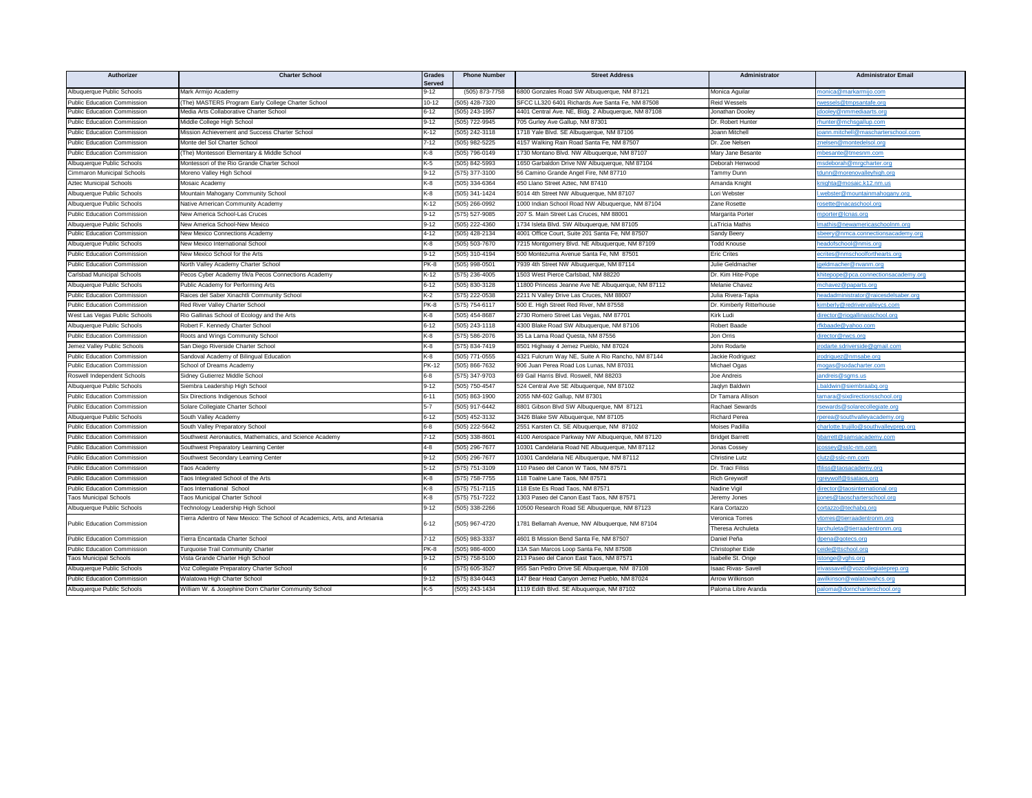| Authorizer | Charter School | Grades Served | Phone Number | Street Address | Administrator | Administrator Email |
|---|---|---|---|---|---|---|
| Albuquerque Public Schools | Mark Armijo Academy | 9-12 | (505) 873-7758 | 6800 Gonzales Road SW Albuquerque, NM 87121 | Monica Aguilar | monica@markarmijo.com |
| Public Education Commission | (The) MASTERS Program Early College Charter School | 10-12 | (505) 428-7320 | SFCC LL320 6401 Richards Ave Santa Fe, NM 87508 | Reid Wessels | rwessels@tmpsantafe.org |
| Public Education Commission | Media Arts Collaborative Charter School | 6-12 | (505) 243-1957 | 4401 Central Ave. NE, Bldg. 2 Albuquerque, NM 87108 | Jonathan Dooley | jdooley@nmmediaarts.org |
| Public Education Commission | Middle College High School | 9-12 | (505) 722-9945 | 705 Gurley Ave Gallup, NM 87301 | Dr. Robert Hunter | rhunter@mchsgallup.com |
| Public Education Commission | Mission Achievement and Success Charter School | K-12 | (505) 242-3118 | 1718 Yale Blvd. SE Albuquerque, NM 87106 | Joann Mitchell | joann.mitchell@mascharterschool.com |
| Public Education Commission | Monte del Sol Charter School | 7-12 | (505) 982-5225 | 4157 Walking Rain Road Santa Fe, NM 87507 | Dr. Zoe Nelsen | znelsen@montedelsol.org |
| Public Education Commission | (The) Montessori Elementary & Middle School | K-8 | (505) 796-0149 | 1730 Montano Blvd. NW Albuquerque, NM 87107 | Mary Jane Besante | mbesante@tmesnm.com |
| Albuquerque Public Schools | Montessori of the Rio Grande Charter School | K-5 | (505) 842-5993 | 1650 Garbaldon Drive NW Albuquerque, NM 87104 | Deborah Henwood | msdeborah@mrgcharter.org |
| Cimmaron Municipal Schools | Moreno Valley High School | 9-12 | (575) 377-3100 | 56 Camino Grande Angel Fire, NM 87710 | Tammy Dunn | tdunn@morenovalleyhigh.org |
| Aztec Municipal Schools | Mosaic Academy | K-8 | (505) 334-6364 | 450 Llano Street Aztec, NM 87410 | Amanda Knight | knighta@mosaic.k12.nm.us |
| Albuquerque Public Schools | Mountain Mahogany Community School | K-8 | (505) 341-1424 | 5014 4th Street NW Albuquerque, NM 87107 | Lori Webster | l.webster@mountainmahogany.org |
| Albuquerque Public Schools | Native American Community Academy | K-12 | (505) 266-0992 | 1000 Indian School Road NW Albuquerque, NM 87104 | Zane Rosette | rosette@nacaschool.org |
| Public Education Commission | New America School-Las Cruces | 9-12 | (575) 527-9085 | 207 S. Main Street Las Cruces, NM 88001 | Margarita Porter | mporter@lcnas.org |
| Albuquerque Public Schools | New America School-New Mexico | 9-12 | (505) 222-4360 | 1734 Isleta Blvd. SW Albuquerque, NM 87105 | LaTricia Mathis | lmathis@newamericaschoolnm.org |
| Public Education Commission | New Mexico Connections Academy | 4-12 | (505) 428-2134 | 4001 Office Court, Suite 201 Santa Fe, NM 87507 | Sandy Beery | sbeery@nmca.connectionsacademy.org |
| Albuquerque Public Schools | New Mexico International School | K-8 | (505) 503-7670 | 7215 Montgomery Blvd. NE Albuquerque, NM 87109 | Todd Knouse | headofschool@nmis.org |
| Public Education Commission | New Mexico School for the Arts | 9-12 | (505) 310-4194 | 500 Montezuma Avenue Santa Fe, NM 87501 | Eric Crites | ecrites@nmschoolforthearts.org |
| Public Education Commission | North Valley Academy Charter School | PK-8 | (505) 998-0501 | 7939 4th Street NW Albuquerque, NM 87114 | Julie Geldmacher | jgeldmacher@nvanm.org |
| Carlsbad Municipal Schools | Pecos Cyber Academy f/k/a Pecos Connections Academy | K-12 | (575) 236-4005 | 1503 West Pierce Carlsbad, NM 88220 | Dr. Kim Hite-Pope | khitepope@pca.connectionsacademy.org |
| Albuquerque Public Schools | Public Academy for Performing Arts | 6-12 | (505) 830-3128 | 11800 Princess Jeanne Ave NE Albuquerque, NM 87112 | Melanie Chavez | mchavez@paparts.org |
| Public Education Commission | Raices del Saber Xinachtli Community School | K-2 | (575) 222-0538 | 2211 N Valley Drive Las Cruces, NM 88007 | Julia Rivera-Tapia | headadministrator@raicesdelsaber.org |
| Public Education Commission | Red River Valley Charter School | PK-8 | (575) 754-6117 | 500 E. High Street Red River, NM 87558 | Dr. Kimberly Ritterhouse | kimberly@redrivervalleycs.com |
| West Las Vegas Public Schools | Rio Gallinas School of Ecology and the Arts | K-8 | (505) 454-8687 | 2730 Romero Street Las Vegas, NM 87701 | Kirk Ludi | director@riogallinasschool.org |
| Albuquerque Public Schools | Robert F. Kennedy Charter School | 6-12 | (505) 243-1118 | 4300 Blake Road SW Albuquerque, NM 87106 | Robert Baade | rfkbaade@yahoo.com |
| Public Education Commission | Roots and Wings Community School | K-8 | (575) 586-2076 | 35 La Lama Road Questa, NM 87556 | Jon Orris | director@rwcs.org |
| Jemez Valley Public Schools | San Diego Riverside Charter School | K-8 | (575) 834-7419 | 8501 Highway 4 Jemez Pueblo, NM 87024 | John Rodarte | jrodarte.sdriverside@gmail.com |
| Public Education Commission | Sandoval Academy of Bilingual Education | K-8 | (505) 771-0555 | 4321 Fulcrum Way NE, Suite A Rio Rancho, NM 87144 | Jackie Rodriguez | jrodriguez@nmsabe.org |
| Public Education Commission | School of Dreams Academy | PK-12 | (505) 866-7632 | 906 Juan Perea Road Los Lunas, NM 87031 | Michael Ogas | mogas@sodacharter.com |
| Roswell Independent Schools | Sidney Gutierrez Middle School | 6-8 | (575) 347-9703 | 69 Gail Harris Blvd. Roswell, NM 88203 | Joe Andreis | jandreis@sgms.us |
| Albuquerque Public Schools | Siembra Leadership High School | 9-12 | (505) 750-4547 | 524 Central Ave SE Albuquerque, NM 87102 | Jaqlyn Baldwin | j.baldwin@siembraabq.org |
| Public Education Commission | Six Directions Indigenous School | 6-11 | (505) 863-1900 | 2055 NM-602 Gallup, NM 87301 | Dr Tamara Allison | tamara@sixdirectionsschool.org |
| Public Education Commission | Solare Collegiate Charter School | 5-7 | (505) 917-6442 | 8801 Gibson Blvd SW Albuquerque, NM 87121 | Rachael Sewards | rsewards@solarecollegiate.org |
| Albuquerque Public Schools | South Valley Academy | 6-12 | (505) 452-3132 | 3426 Blake SW Albuquerque, NM 87105 | Richard Perea | rperea@southvalleyacademy.org |
| Public Education Commission | South Valley Preparatory School | 6-8 | (505) 222-5642 | 2551 Karsten Ct. SE Albuquerque, NM 87102 | Moises Padilla | charlotte.trujillo@southvalleyprep.org |
| Public Education Commission | Southwest Aeronautics, Mathematics, and Science Academy | 7-12 | (505) 338-8601 | 4100 Aerospace Parkway NW Albuquerque, NM 87120 | Bridget Barrett | bbarrett@samsacademy.com |
| Public Education Commission | Southwest Preparatory Learning Center | 4-8 | (505) 296-7677 | 10301 Candelaria Road NE Albuquerque, NM 87112 | Jonas Cossey | jcossey@sslc-nm.com |
| Public Education Commission | Southwest Secondary Learning Center | 9-12 | (505) 296-7677 | 10301 Candelaria NE Albuquerque, NM 87112 | Christine Lutz | clutz@sslc-nm.com |
| Public Education Commission | Taos Academy | 5-12 | (575) 751-3109 | 110 Paseo del Canon W Taos, NM 87571 | Dr. Traci Filiss | tfiliss@taosacademy.org |
| Public Education Commission | Taos Integrated School of the Arts | K-8 | (575) 758-7755 | 118 Toalne Lane Taos, NM 87571 | Rich Greywolf | rgreywolf@tisataos.org |
| Public Education Commission | Taos International School | K-8 | (575) 751-7115 | 118 Este Es Road Taos, NM 87571 | Nadine Vigil | director@taosinternational.org |
| Taos Municipal Schools | Taos Municipal Charter School | K-8 | (575) 751-7222 | 1303 Paseo del Canon East Taos, NM 87571 | Jeremy Jones | jjones@taoscharterschool.org |
| Albuquerque Public Schools | Technology Leadership High School | 9-12 | (505) 338-2266 | 10500 Research Road SE Albuquerque, NM 87123 | Kara Cortazzo | cortazzo@techabq.org |
| Public Education Commission | Tierra Adentro of New Mexico: The School of Academics, Arts, and Artesania | 6-12 | (505) 967-4720 | 1781 Bellamah Avenue, NW Albuquerque, NM 87104 | Veronica Torres<br>Theresa Archuleta | vtorres@tierraadentronm.org<br>tarchuleta@tierraadentronm.org |
| Public Education Commission | Tierra Encantada Charter School | 7-12 | (505) 983-3337 | 4601 B Mission Bend Santa Fe, NM 87507 | Daniel Peña | dpena@gotecs.org |
| Public Education Commission | Turquoise Trail Community Charter | PK-8 | (505) 986-4000 | 13A San Marcos Loop Santa Fe, NM 87508 | Christopher Eide | ceide@ttschool.org |
| Taos Municipal Schools | Vista Grande Charter High School | 9-12 | (575) 758-5100 | 213 Paseo del Canon East Taos, NM 87571 | Isabelle St. Onge | istonge@vghs.org |
| Albuquerque Public Schools | Voz Collegiate Preparatory Charter School | 6 | (575) 605-3527 | 955 San Pedro Drive SE Albuquerque, NM 87108 | Isaac Rivas- Savell | irivassavell@vozcollegiateprep.org |
| Public Education Commission | Walatowa High Charter School | 9-12 | (575) 834-0443 | 147 Bear Head Canyon Jemez Pueblo, NM 87024 | Arrow Wilkinson | awilkinson@walatowahcs.org |
| Albuquerque Public Schools | William W. & Josephine Dorn Charter Community School | K-5 | (505) 243-1434 | 1119 Edith Blvd. SE Albuquerque, NM 87102 | Paloma Libre Aranda | paloma@dorncharterschool.org |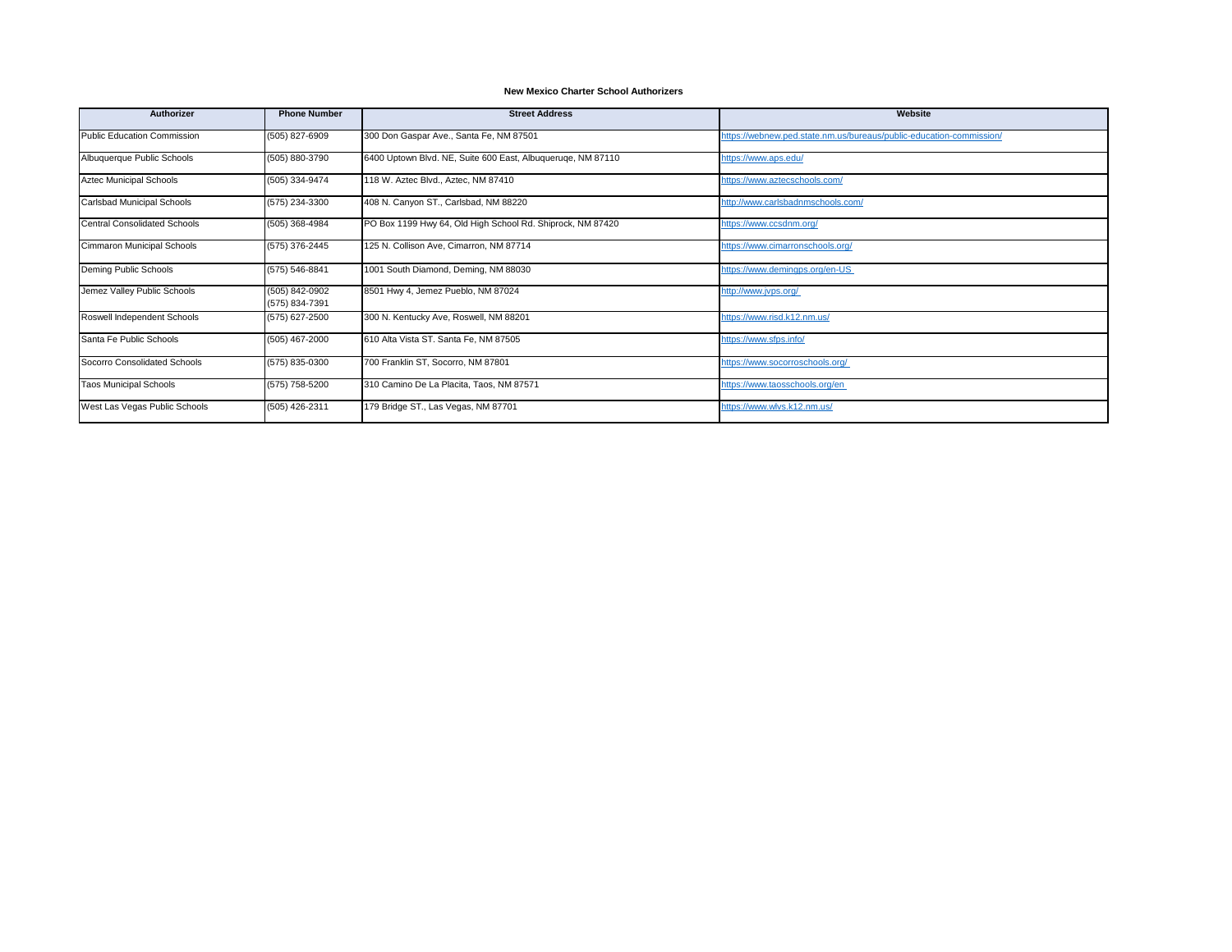**New Mexico Charter School Authorizers**

| Authorizer | Phone Number | Street Address | Website |
|---|---|---|---|
| Public Education Commission | (505) 827-6909 | 300 Don Gaspar Ave., Santa Fe, NM 87501 | https://webnew.ped.state.nm.us/bureaus/public-education-commission/ |
| Albuquerque Public Schools | (505) 880-3790 | 6400 Uptown Blvd. NE, Suite 600 East, Albuqueruqe, NM 87110 | https://www.aps.edu/ |
| Aztec Municipal Schools | (505) 334-9474 | 118 W. Aztec Blvd., Aztec, NM 87410 | https://www.aztecschools.com/ |
| Carlsbad Municipal Schools | (575) 234-3300 | 408 N. Canyon ST., Carlsbad, NM 88220 | http://www.carlsbadnmschools.com/ |
| Central Consolidated Schools | (505) 368-4984 | PO Box 1199 Hwy 64, Old High School Rd. Shiprock, NM 87420 | https://www.ccsdnm.org/ |
| Cimmaron Municipal Schools | (575) 376-2445 | 125 N. Collison Ave, Cimarron, NM 87714 | https://www.cimarronschools.org/ |
| Deming Public Schools | (575) 546-8841 | 1001 South Diamond, Deming, NM 88030 | https://www.demingps.org/en-US |
| Jemez Valley Public Schools | (505) 842-0902<br>(575) 834-7391 | 8501 Hwy 4, Jemez Pueblo, NM 87024 | http://www.jvps.org/ |
| Roswell Independent Schools | (575) 627-2500 | 300 N. Kentucky Ave, Roswell, NM 88201 | https://www.risd.k12.nm.us/ |
| Santa Fe Public Schools | (505) 467-2000 | 610 Alta Vista ST. Santa Fe, NM 87505 | https://www.sfps.info/ |
| Socorro Consolidated Schools | (575) 835-0300 | 700 Franklin ST, Socorro, NM 87801 | https://www.socorroschools.org/ |
| Taos Municipal Schools | (575) 758-5200 | 310 Camino De La Placita, Taos, NM 87571 | https://www.taosschools.org/en |
| West Las Vegas Public Schools | (505) 426-2311 | 179 Bridge ST., Las Vegas, NM 87701 | https://www.wlvs.k12.nm.us/ |